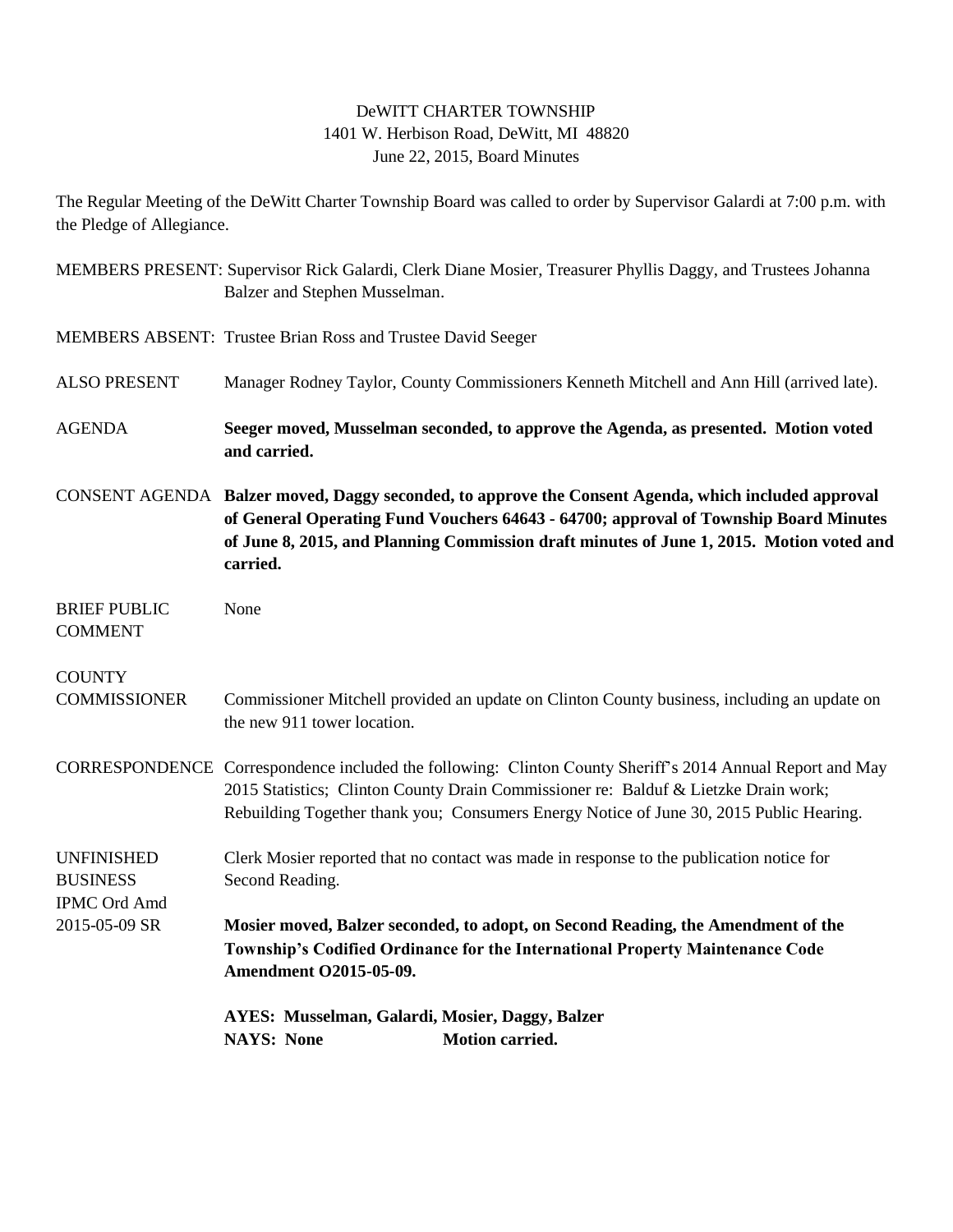DeWITT CHARTER TOWNSHIP
1401 W. Herbison Road, DeWitt, MI 48820
June 22, 2015, Board Minutes

The Regular Meeting of the DeWitt Charter Township Board was called to order by Supervisor Galardi at 7:00 p.m. with the Pledge of Allegiance.

MEMBERS PRESENT: Supervisor Rick Galardi, Clerk Diane Mosier, Treasurer Phyllis Daggy, and Trustees Johanna Balzer and Stephen Musselman.

MEMBERS ABSENT: Trustee Brian Ross and Trustee David Seeger

ALSO PRESENT: Manager Rodney Taylor, County Commissioners Kenneth Mitchell and Ann Hill (arrived late).

AGENDA: **Seeger moved, Musselman seconded, to approve the Agenda, as presented. Motion voted and carried.**

CONSENT AGENDA: **Balzer moved, Daggy seconded, to approve the Consent Agenda, which included approval of General Operating Fund Vouchers 64643 - 64700; approval of Township Board Minutes of June 8, 2015, and Planning Commission draft minutes of June 1, 2015. Motion voted and carried.**

BRIEF PUBLIC COMMENT: None

COUNTY COMMISSIONER: Commissioner Mitchell provided an update on Clinton County business, including an update on the new 911 tower location.

CORRESPONDENCE: Correspondence included the following: Clinton County Sheriff's 2014 Annual Report and May 2015 Statistics; Clinton County Drain Commissioner re: Balduf & Lietzke Drain work; Rebuilding Together thank you; Consumers Energy Notice of June 30, 2015 Public Hearing.

UNFINISHED BUSINESS
IPMC Ord Amd 2015-05-09 SR: Clerk Mosier reported that no contact was made in response to the publication notice for Second Reading.

**Mosier moved, Balzer seconded, to adopt, on Second Reading, the Amendment of the Township's Codified Ordinance for the International Property Maintenance Code Amendment O2015-05-09.**

**AYES: Musselman, Galardi, Mosier, Daggy, Balzer**
**NAYS: None** **Motion carried.**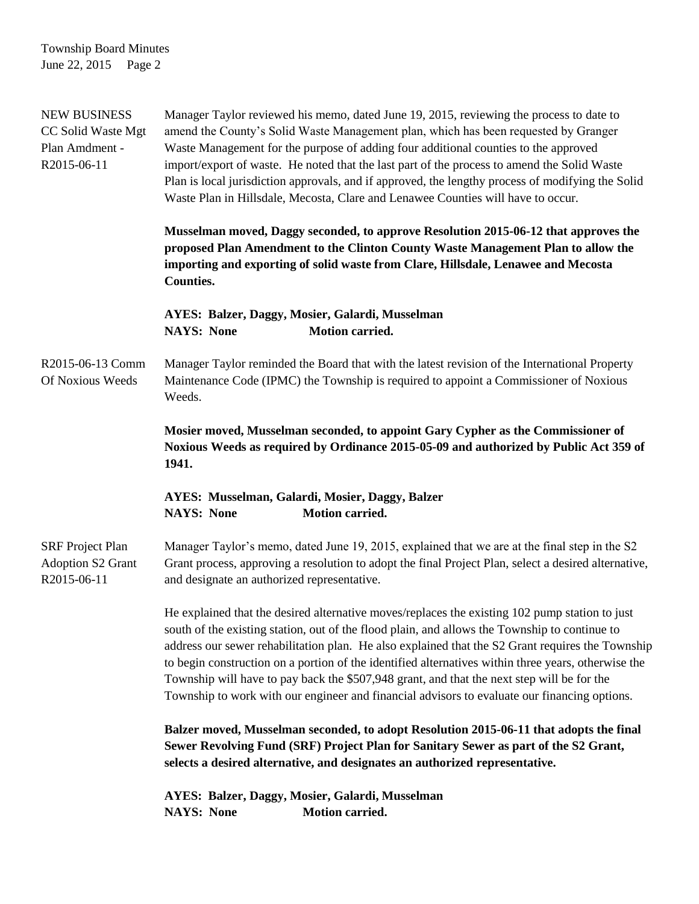**NEW BUSINESS**
**CC Solid Waste Mgt Plan Amdment - R2015-06-11**

Manager Taylor reviewed his memo, dated June 19, 2015, reviewing the process to date to amend the County's Solid Waste Management plan, which has been requested by Granger Waste Management for the purpose of adding four additional counties to the approved import/export of waste. He noted that the last part of the process to amend the Solid Waste Plan is local jurisdiction approvals, and if approved, the lengthy process of modifying the Solid Waste Plan in Hillsdale, Mecosta, Clare and Lenawee Counties will have to occur.

**Musselman moved, Daggy seconded, to approve Resolution 2015-06-12 that approves the proposed Plan Amendment to the Clinton County Waste Management Plan to allow the importing and exporting of solid waste from Clare, Hillsdale, Lenawee and Mecosta Counties.**

**AYES: Balzer, Daggy, Mosier, Galardi, Musselman**
**NAYS: None Motion carried.**

**R2015-06-13 Comm Of Noxious Weeds**

Manager Taylor reminded the Board that with the latest revision of the International Property Maintenance Code (IPMC) the Township is required to appoint a Commissioner of Noxious Weeds.

**Mosier moved, Musselman seconded, to appoint Gary Cypher as the Commissioner of Noxious Weeds as required by Ordinance 2015-05-09 and authorized by Public Act 359 of 1941.**

**AYES: Musselman, Galardi, Mosier, Daggy, Balzer**
**NAYS: None Motion carried.**

**SRF Project Plan Adoption S2 Grant R2015-06-11**

Manager Taylor's memo, dated June 19, 2015, explained that we are at the final step in the S2 Grant process, approving a resolution to adopt the final Project Plan, select a desired alternative, and designate an authorized representative.

He explained that the desired alternative moves/replaces the existing 102 pump station to just south of the existing station, out of the flood plain, and allows the Township to continue to address our sewer rehabilitation plan. He also explained that the S2 Grant requires the Township to begin construction on a portion of the identified alternatives within three years, otherwise the Township will have to pay back the $507,948 grant, and that the next step will be for the Township to work with our engineer and financial advisors to evaluate our financing options.

**Balzer moved, Musselman seconded, to adopt Resolution 2015-06-11 that adopts the final Sewer Revolving Fund (SRF) Project Plan for Sanitary Sewer as part of the S2 Grant, selects a desired alternative, and designates an authorized representative.**

**AYES: Balzer, Daggy, Mosier, Galardi, Musselman**
**NAYS: None Motion carried.**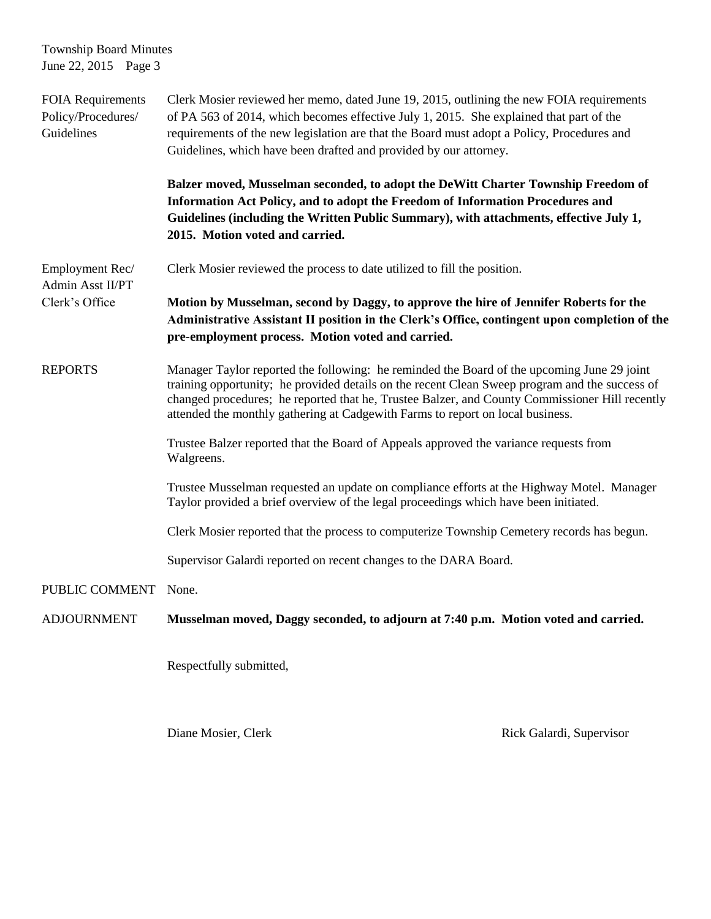**FOIA Requirements Policy/Procedures/ Guidelines**

Clerk Mosier reviewed her memo, dated June 19, 2015, outlining the new FOIA requirements of PA 563 of 2014, which becomes effective July 1, 2015. She explained that part of the requirements of the new legislation are that the Board must adopt a Policy, Procedures and Guidelines, which have been drafted and provided by our attorney.

**Balzer moved, Musselman seconded, to adopt the DeWitt Charter Township Freedom of Information Act Policy, and to adopt the Freedom of Information Procedures and Guidelines (including the Written Public Summary), with attachments, effective July 1, 2015. Motion voted and carried.**

**Employment Rec/ Admin Asst II/PT Clerk's Office**

Clerk Mosier reviewed the process to date utilized to fill the position.

**Motion by Musselman, second by Daggy, to approve the hire of Jennifer Roberts for the Administrative Assistant II position in the Clerk's Office, contingent upon completion of the pre-employment process. Motion voted and carried.**

**REPORTS**

Manager Taylor reported the following: he reminded the Board of the upcoming June 29 joint training opportunity; he provided details on the recent Clean Sweep program and the success of changed procedures; he reported that he, Trustee Balzer, and County Commissioner Hill recently attended the monthly gathering at Cadgewith Farms to report on local business.

Trustee Balzer reported that the Board of Appeals approved the variance requests from Walgreens.

Trustee Musselman requested an update on compliance efforts at the Highway Motel. Manager Taylor provided a brief overview of the legal proceedings which have been initiated.

Clerk Mosier reported that the process to computerize Township Cemetery records has begun.

Supervisor Galardi reported on recent changes to the DARA Board.

**PUBLIC COMMENT**

None.

**ADJOURNMENT**

**Musselman moved, Daggy seconded, to adjourn at 7:40 p.m. Motion voted and carried.**

Respectfully submitted,

Diane Mosier, Clerk

Rick Galardi, Supervisor